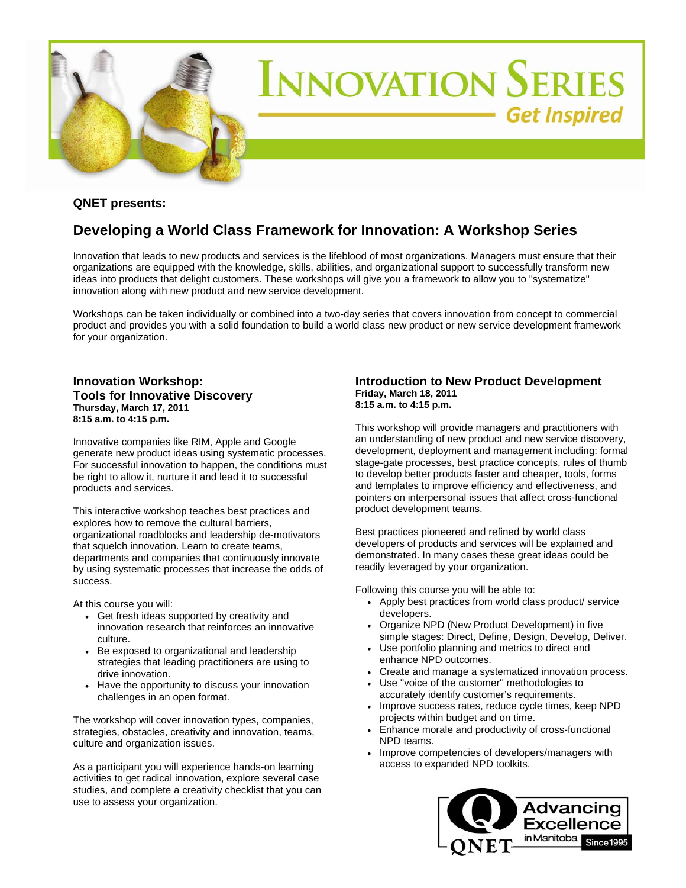# INNOVATION SERIES

*Get Inspired*

**QNET presents:**

## Developing a World Class Framework for Innovation: A Workshop Series

Innovation that leads to new products and services is the lifeblood of most organizations. Managers must ensure that their organizations are equipped with the knowledge, skills, abilities, and organizational support to successfully transform new ideas into products that delight customers. These workshops will give you a framework to allow you to "systematize" innovation along with new product and new service development.

Workshops can be taken individually or combined into a two-day series that covers innovation from concept to commercial product and provides you with a solid foundation to build a world class new product or new service development framework for your organization.

### Innovation Workshop: Tools for Innovative Discovery

**Thursday, March 17, 2011**
**8:15 a.m. to 4:15 p.m.**

Innovative companies like RIM, Apple and Google generate new product ideas using systematic processes. For successful innovation to happen, the conditions must be right to allow it, nurture it and lead it to successful products and services.

This interactive workshop teaches best practices and explores how to remove the cultural barriers, organizational roadblocks and leadership de-motivators that squelch innovation. Learn to create teams, departments and companies that continuously innovate by using systematic processes that increase the odds of success.

At this course you will:

- Get fresh ideas supported by creativity and innovation research that reinforces an innovative culture.
- Be exposed to organizational and leadership strategies that leading practitioners are using to drive innovation.
- Have the opportunity to discuss your innovation challenges in an open format.

The workshop will cover innovation types, companies, strategies, obstacles, creativity and innovation, teams, culture and organization issues.

As a participant you will experience hands-on learning activities to get radical innovation, explore several case studies, and complete a creativity checklist that you can use to assess your organization.

### Introduction to New Product Development

**Friday, March 18, 2011**
**8:15 a.m. to 4:15 p.m.**

This workshop will provide managers and practitioners with an understanding of new product and new service discovery, development, deployment and management including: formal stage-gate processes, best practice concepts, rules of thumb to develop better products faster and cheaper, tools, forms and templates to improve efficiency and effectiveness, and pointers on interpersonal issues that affect cross-functional product development teams.

Best practices pioneered and refined by world class developers of products and services will be explained and demonstrated. In many cases these great ideas could be readily leveraged by your organization.

Following this course you will be able to:

- Apply best practices from world class product/ service developers.
- Organize NPD (New Product Development) in five simple stages: Direct, Define, Design, Develop, Deliver.
- Use portfolio planning and metrics to direct and enhance NPD outcomes.
- Create and manage a systematized innovation process.
- Use "voice of the customer" methodologies to accurately identify customer's requirements.
- Improve success rates, reduce cycle times, keep NPD projects within budget and on time.
- Enhance morale and productivity of cross-functional NPD teams.
- Improve competencies of developers/managers with access to expanded NPD toolkits.

QNET Advancing Excellence in Manitoba Since 1995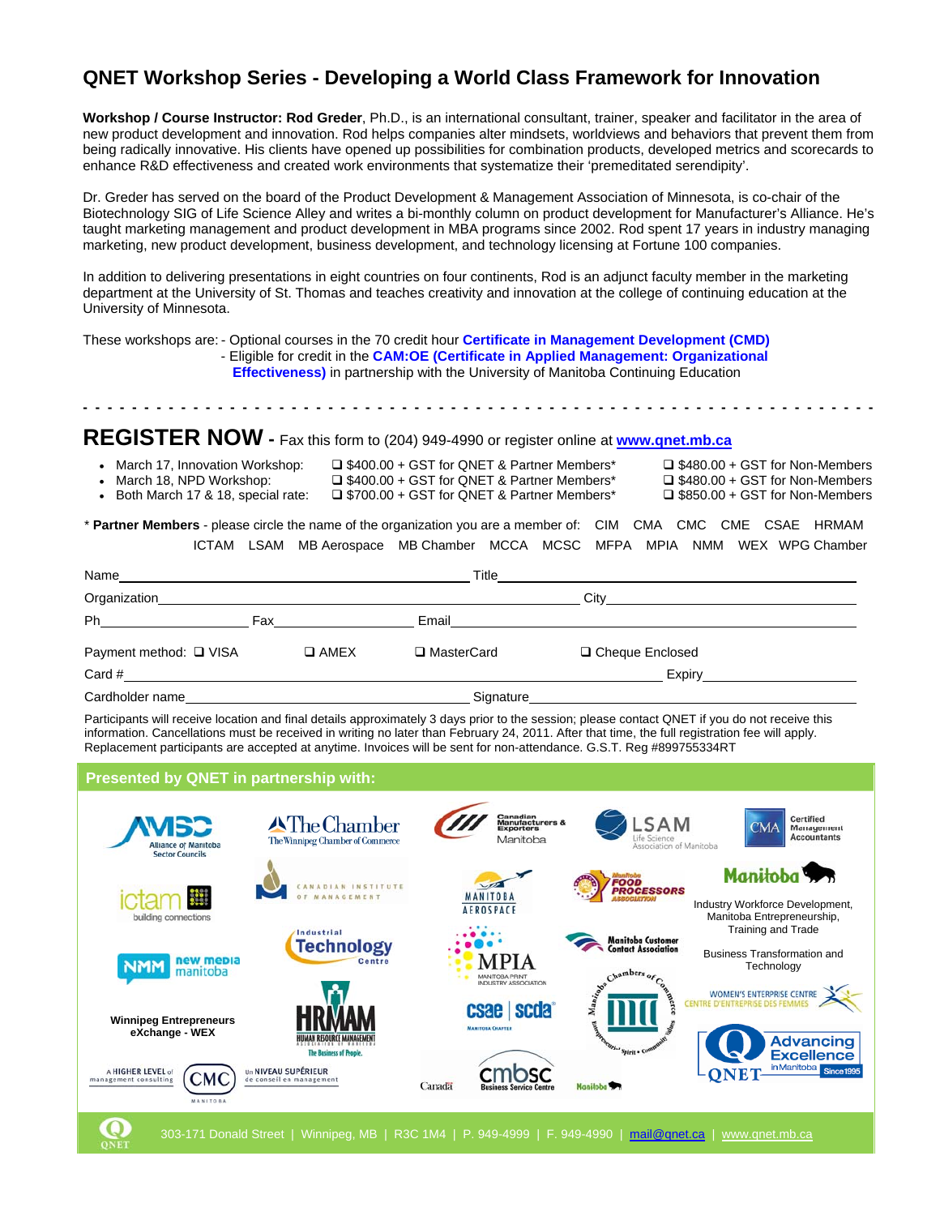# QNET Workshop Series - Developing a World Class Framework for Innovation

**Workshop / Course Instructor: Rod Greder**, Ph.D., is an international consultant, trainer, speaker and facilitator in the area of new product development and innovation. Rod helps companies alter mindsets, worldviews and behaviors that prevent them from being radically innovative. His clients have opened up possibilities for combination products, developed metrics and scorecards to enhance R&D effectiveness and created work environments that systematize their 'premeditated serendipity'.

Dr. Greder has served on the board of the Product Development & Management Association of Minnesota, is co-chair of the Biotechnology SIG of Life Science Alley and writes a bi-monthly column on product development for Manufacturer's Alliance. He's taught marketing management and product development in MBA programs since 2002. Rod spent 17 years in industry managing marketing, new product development, business development, and technology licensing at Fortune 100 companies.

In addition to delivering presentations in eight countries on four continents, Rod is an adjunct faculty member in the marketing department at the University of St. Thomas and teaches creativity and innovation at the college of continuing education at the University of Minnesota.

These workshops are:
- Optional courses in the 70 credit hour **Certificate in Management Development (CMD)**
- Eligible for credit in the **CAM:OE (Certificate in Applied Management: Organizational Effectiveness)** in partnership with the University of Manitoba Continuing Education

## REGISTER NOW - Fax this form to (204) 949-4990 or register online at www.qnet.mb.ca

| | | |
|---|---|---|
| • March 17, Innovation Workshop: | ❑ $400.00 + GST for QNET & Partner Members* | ❑ $480.00 + GST for Non-Members |
| • March 18, NPD Workshop: | ❑ $400.00 + GST for QNET & Partner Members* | ❑ $480.00 + GST for Non-Members |
| • Both March 17 & 18, special rate: | ❑ $700.00 + GST for QNET & Partner Members* | ❑ $850.00 + GST for Non-Members |

\* **Partner Members** - please circle the name of the organization you are a member of: CIM CMA CMC CME CSAE HRMAM ICTAM LSAM MB Aerospace MB Chamber MCCA MCSC MFPA MPIA NMM WEX WPG Chamber

Name\_\_\_\_\_\_\_\_\_\_\_\_\_\_\_\_\_\_\_\_\_\_\_\_\_\_\_\_ Title\_\_\_\_\_\_\_\_\_\_\_\_\_\_\_\_\_\_\_\_\_\_\_\_\_\_\_\_

Organization\_\_\_\_\_\_\_\_\_\_\_\_\_\_\_\_\_\_\_\_\_\_\_\_\_\_\_\_ City\_\_\_\_\_\_\_\_\_\_\_\_\_\_\_\_\_\_\_\_

Ph\_\_\_\_\_\_\_\_\_\_\_\_\_\_\_ Fax\_\_\_\_\_\_\_\_\_\_\_\_\_\_\_ Email\_\_\_\_\_\_\_\_\_\_\_\_\_\_\_\_\_\_\_\_\_\_\_\_\_\_\_\_

Payment method: ❑ VISA ❑ AMEX ❑ MasterCard ❑ Cheque Enclosed

Card #\_\_\_\_\_\_\_\_\_\_\_\_\_\_\_\_\_\_\_\_\_\_\_\_\_\_\_\_\_\_\_\_\_\_\_\_ Expiry\_\_\_\_\_\_\_\_\_\_\_\_\_\_\_

Cardholder name\_\_\_\_\_\_\_\_\_\_\_\_\_\_\_\_\_\_\_\_\_\_\_\_\_\_\_\_ Signature\_\_\_\_\_\_\_\_\_\_\_\_\_\_\_\_\_\_\_\_\_\_\_\_\_\_\_\_

Participants will receive location and final details approximately 3 days prior to the session; please contact QNET if you do not receive this information. Cancellations must be received in writing no later than February 24, 2011. After that time, the full registration fee will apply. Replacement participants are accepted at anytime. Invoices will be sent for non-attendance. G.S.T. Reg #899755334RT

### Presented by QNET in partnership with:

AMSC Alliance of Manitoba Sector Councils | The Chamber – The Winnipeg Chamber of Commerce | Canadian Manufacturers & Exporters Manitoba | LSAM Life Science Association of Manitoba | CMA Certified Management Accountants

ictam building connections | Canadian Institute of Management | Manitoba Aerospace | Manitoba Food Processors Association | Manitoba – Industry Workforce Development, Manitoba Entrepreneurship, Training and Trade

NMM new media manitoba | Industrial Technology Centre | MPIA Manitoba Print Industry Association | Manitoba Customer Contact Association | Business Transformation and Technology

Winnipeg Entrepreneurs eXchange - WEX | HRMAM Human Resource Management Association of Manitoba – The Business of People. | csae | scda Manitoba Chapter | Manitoba Chambers of Commerce | Women's Enterprise Centre – Centre d'entreprise des femmes

A higher level of management consulting – CMC Manitoba – Un niveau supérieur de conseil en management | Canada – cmbsc Business Service Centre – Manitoba | QNET Advancing Excellence in Manitoba Since 1995

303-171 Donald Street | Winnipeg, MB | R3C 1M4 | P. 949-4999 | F. 949-4990 | mail@qnet.ca | www.qnet.mb.ca